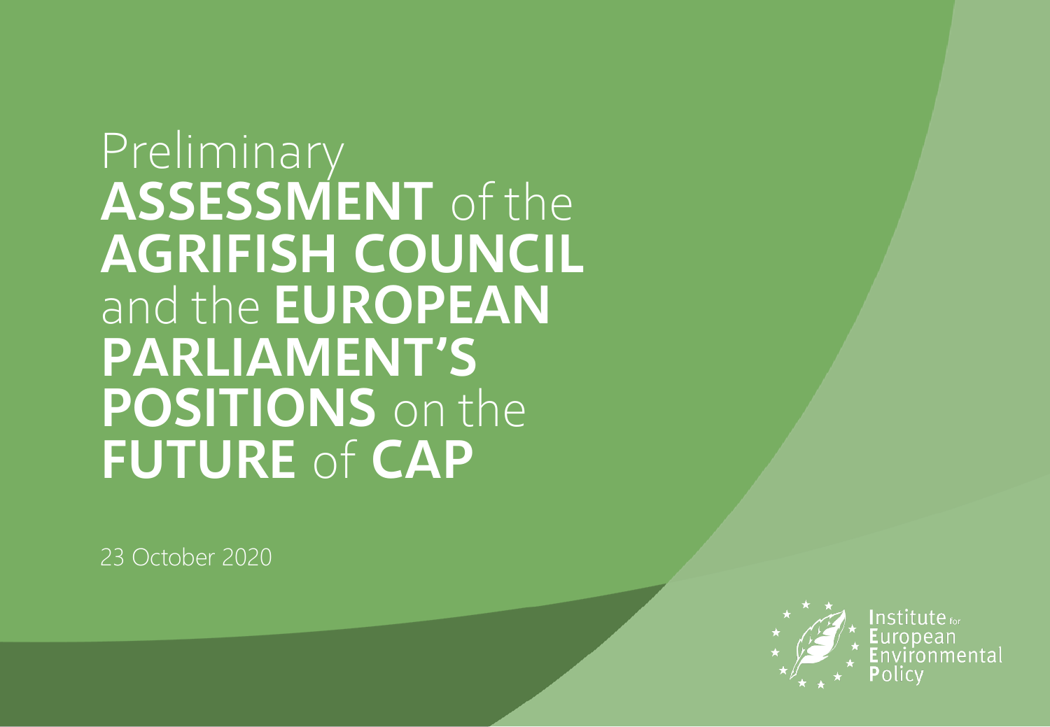# Preliminary **ASSESSMENT** of the **AGRIFISH COUNCIL** and the **EUROPEAN PARLIAMENT'S POSITIONS** on the **FUTURE** of **CAP**

23 October 2020

Institute for European Environmental Policy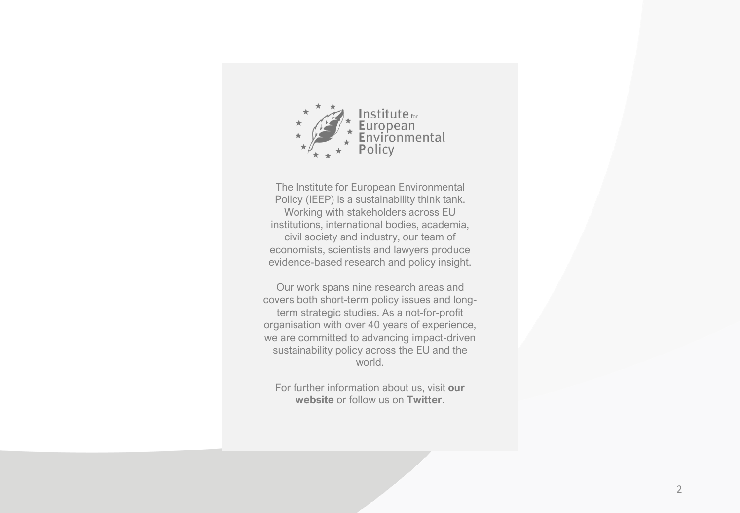Institute for European Environmental Policy

The Institute for European Environmental Policy (IEEP) is a sustainability think tank. Working with stakeholders across EU institutions, international bodies, academia, civil society and industry, our team of economists, scientists and lawyers produce evidence-based research and policy insight.

Our work spans nine research areas and covers both short-term policy issues and long-term strategic studies. As a not-for-profit organisation with over 40 years of experience, we are committed to advancing impact-driven sustainability policy across the EU and the world.

For further information about us, visit **our website** or follow us on **Twitter**.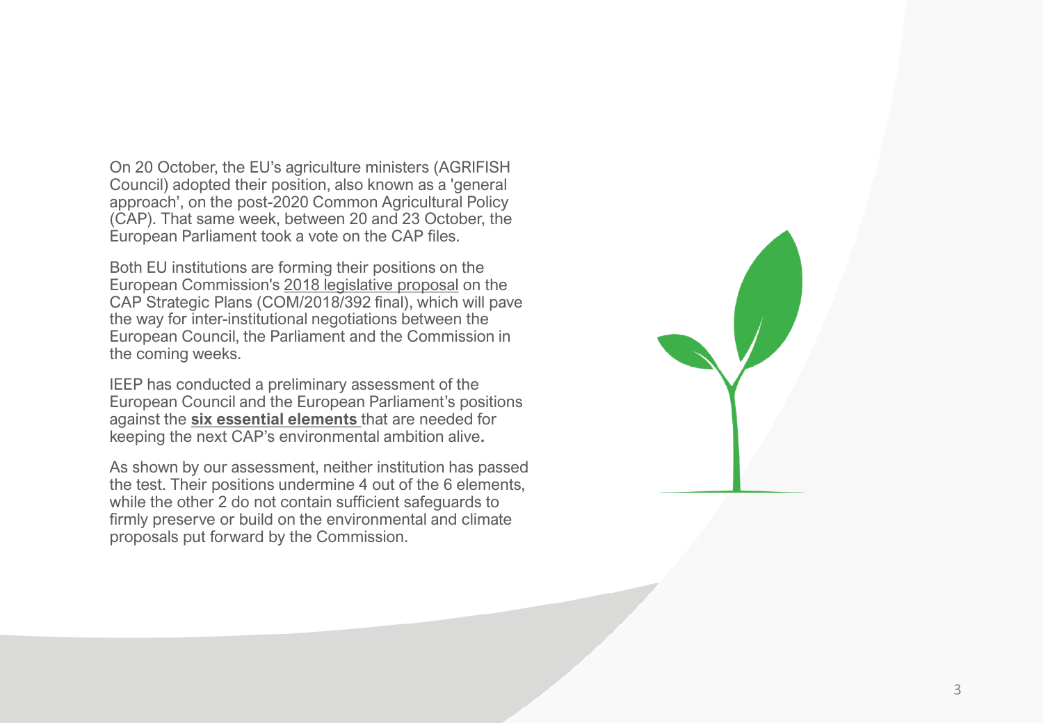On 20 October, the EU's agriculture ministers (AGRIFISH Council) adopted their position, also known as a 'general approach', on the post-2020 Common Agricultural Policy (CAP). That same week, between 20 and 23 October, the European Parliament took a vote on the CAP files.

Both EU institutions are forming their positions on the European Commission's 2018 legislative proposal on the CAP Strategic Plans (COM/2018/392 final), which will pave the way for inter-institutional negotiations between the European Council, the Parliament and the Commission in the coming weeks.

IEEP has conducted a preliminary assessment of the European Council and the European Parliament's positions against the **six essential elements** that are needed for keeping the next CAP's environmental ambition alive**.**

As shown by our assessment, neither institution has passed the test. Their positions undermine 4 out of the 6 elements, while the other 2 do not contain sufficient safeguards to firmly preserve or build on the environmental and climate proposals put forward by the Commission.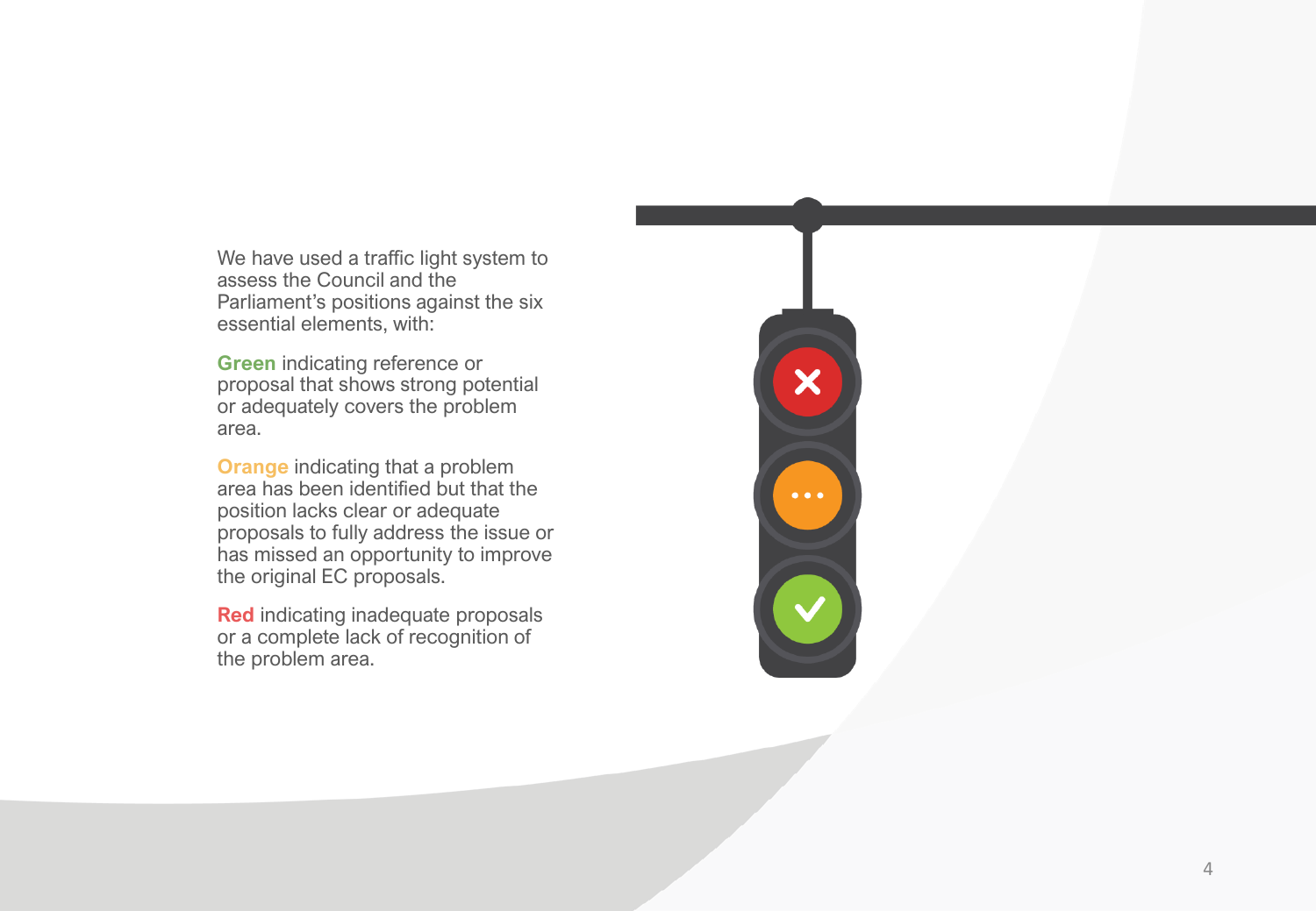We have used a traffic light system to assess the Council and the Parliament's positions against the six essential elements, with:

**Green** indicating reference or proposal that shows strong potential or adequately covers the problem area.

**Orange** indicating that a problem area has been identified but that the position lacks clear or adequate proposals to fully address the issue or has missed an opportunity to improve the original EC proposals.

**Red** indicating inadequate proposals or a complete lack of recognition of the problem area.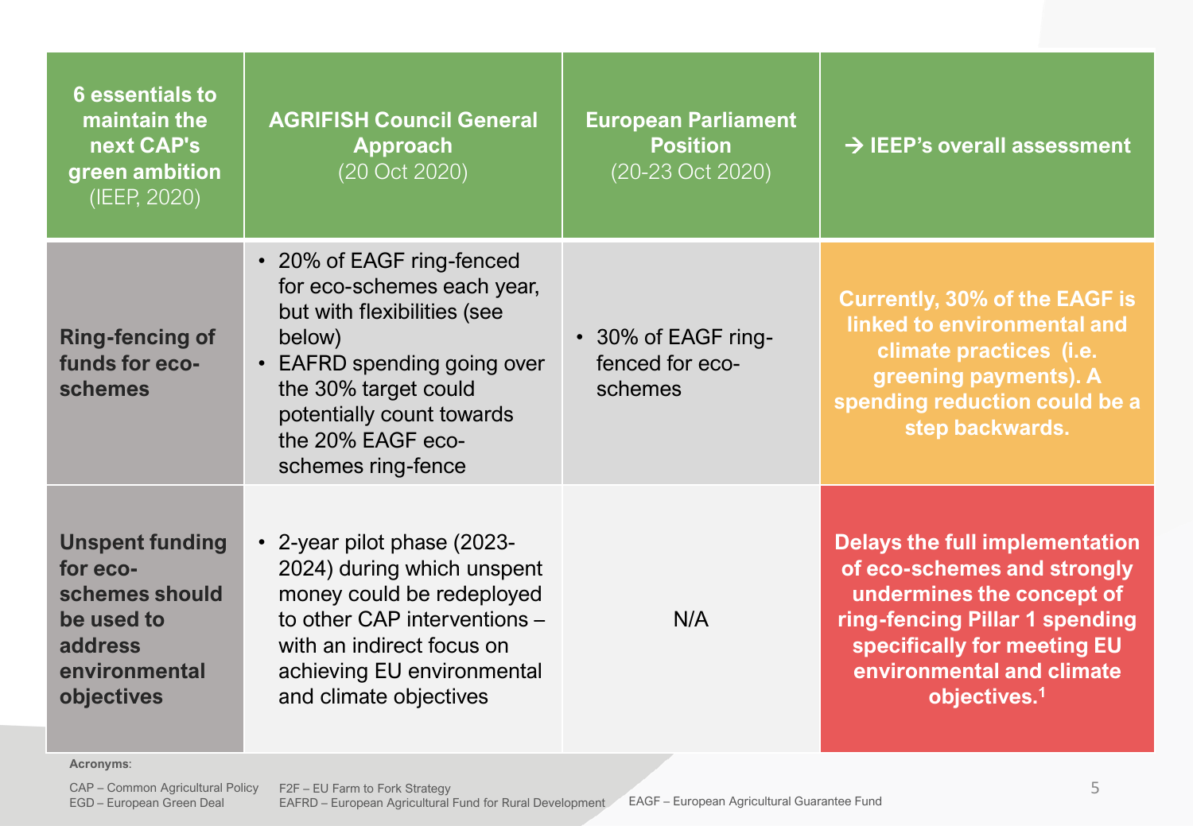| 6 essentials to maintain the next CAP's green ambition (IEEP, 2020) | AGRIFISH Council General Approach (20 Oct 2020) | European Parliament Position (20-23 Oct 2020) | → IEEP's overall assessment |
|---|---|---|---|
| **Ring-fencing of funds for eco-schemes** | • 20% of EAGF ring-fenced for eco-schemes each year, but with flexibilities (see below)<br>• EAFRD spending going over the 30% target could potentially count towards the 20% EAGF eco-schemes ring-fence | • 30% of EAGF ring-fenced for eco-schemes | **Currently, 30% of the EAGF is linked to environmental and climate practices (i.e. greening payments). A spending reduction could be a step backwards.** |
| **Unspent funding for eco-schemes should be used to address environmental objectives** | • 2-year pilot phase (2023-2024) during which unspent money could be redeployed to other CAP interventions – with an indirect focus on achieving EU environmental and climate objectives | N/A | **Delays the full implementation of eco-schemes and strongly undermines the concept of ring-fencing Pillar 1 spending specifically for meeting EU environmental and climate objectives.[1]** |

**Acronyms**:

CAP – Common Agricultural Policy
EGD – European Green Deal
F2F – EU Farm to Fork Strategy
EAFRD – European Agricultural Fund for Rural Development
EAGF – European Agricultural Guarantee Fund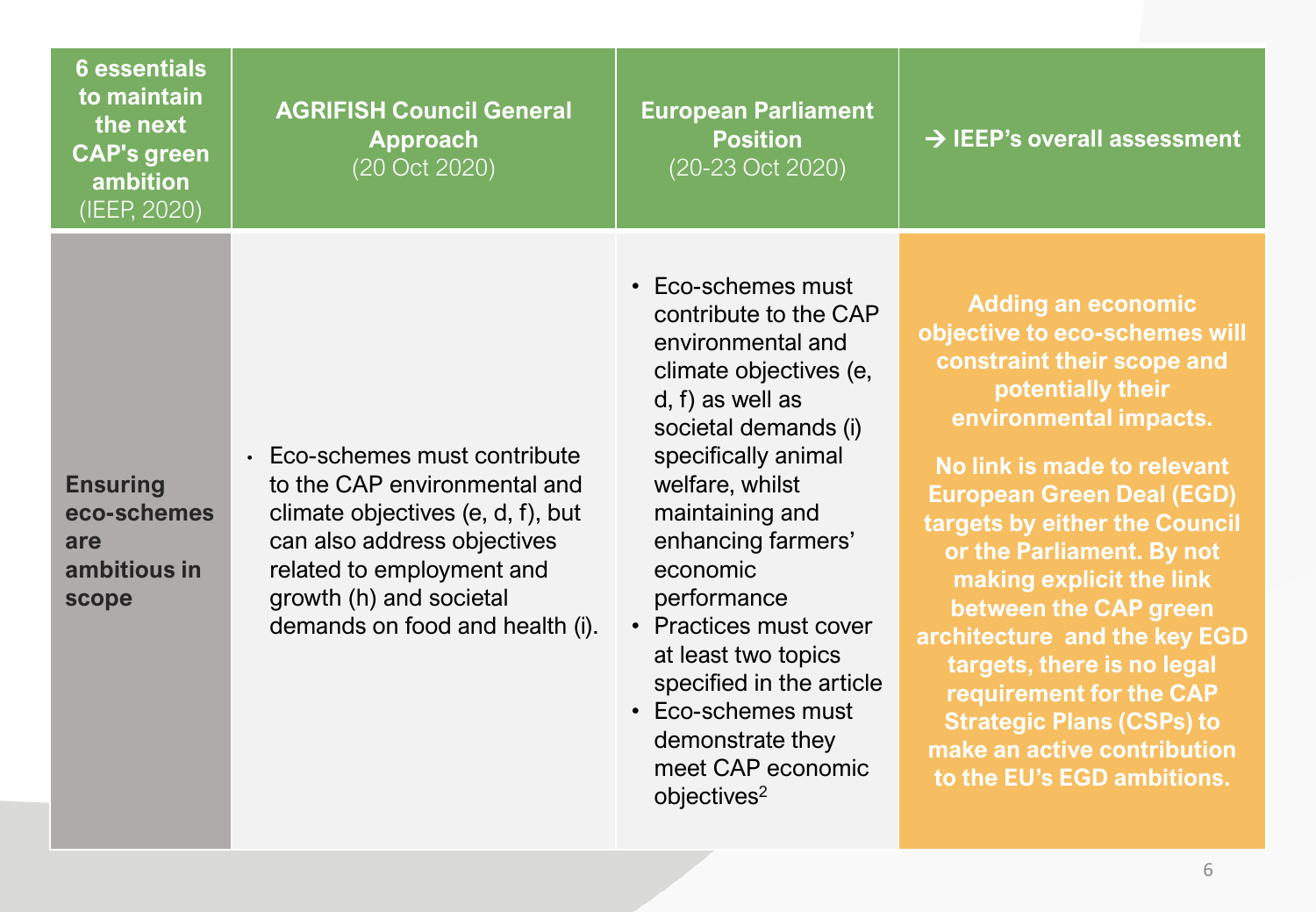| **6 essentials to maintain the next CAP's green ambition** (IEEP, 2020) | **AGRIFISH Council General Approach** (20 Oct 2020) | **European Parliament Position** (20-23 Oct 2020) | **→ IEEP's overall assessment** |
| --- | --- | --- | --- |
| **Ensuring eco-schemes are ambitious in scope** | • Eco-schemes must contribute to the CAP environmental and climate objectives (e, d, f), but can also address objectives related to employment and growth (h) and societal demands on food and health (i). | • Eco-schemes must contribute to the CAP environmental and climate objectives (e, d, f) as well as societal demands (i) specifically animal welfare, whilst maintaining and enhancing farmers' economic performance<br>• Practices must cover at least two topics specified in the article<br>• Eco-schemes must demonstrate they meet CAP economic objectives[2] | **Adding an economic objective to eco-schemes will constraint their scope and potentially their environmental impacts.**<br><br>**No link is made to relevant European Green Deal (EGD) targets by either the Council or the Parliament. By not making explicit the link between the CAP green architecture and the key EGD targets, there is no legal requirement for the CAP Strategic Plans (CSPs) to make an active contribution to the EU's EGD ambitions.** |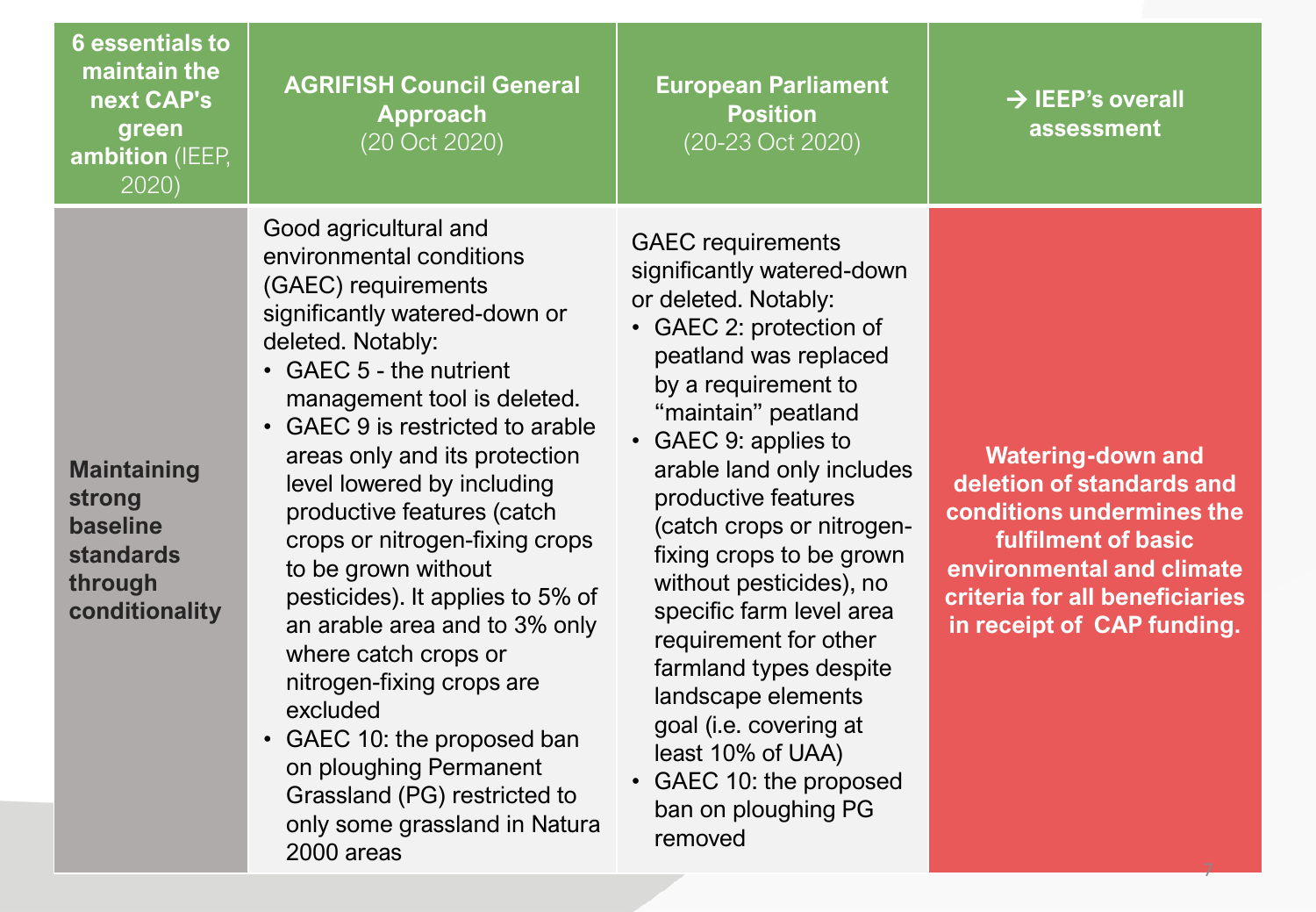| **6 essentials to maintain the next CAP's green ambition** (IEEP, 2020) | **AGRIFISH Council General Approach** (20 Oct 2020) | **European Parliament Position** (20-23 Oct 2020) | **→ IEEP's overall assessment** |
| --- | --- | --- | --- |
| **Maintaining strong baseline standards through conditionality** | Good agricultural and environmental conditions (GAEC) requirements significantly watered-down or deleted. Notably:<br>• GAEC 5 - the nutrient management tool is deleted.<br>• GAEC 9 is restricted to arable areas only and its protection level lowered by including productive features (catch crops or nitrogen-fixing crops to be grown without pesticides). It applies to 5% of an arable area and to 3% only where catch crops or nitrogen-fixing crops are excluded<br>• GAEC 10: the proposed ban on ploughing Permanent Grassland (PG) restricted to only some grassland in Natura 2000 areas | GAEC requirements significantly watered-down or deleted. Notably:<br>• GAEC 2: protection of peatland was replaced by a requirement to "maintain" peatland<br>• GAEC 9: applies to arable land only includes productive features (catch crops or nitrogen-fixing crops to be grown without pesticides), no specific farm level area requirement for other farmland types despite landscape elements goal (i.e. covering at least 10% of UAA)<br>• GAEC 10: the proposed ban on ploughing PG removed | **Watering-down and deletion of standards and conditions undermines the fulfilment of basic environmental and climate criteria for all beneficiaries in receipt of CAP funding.** |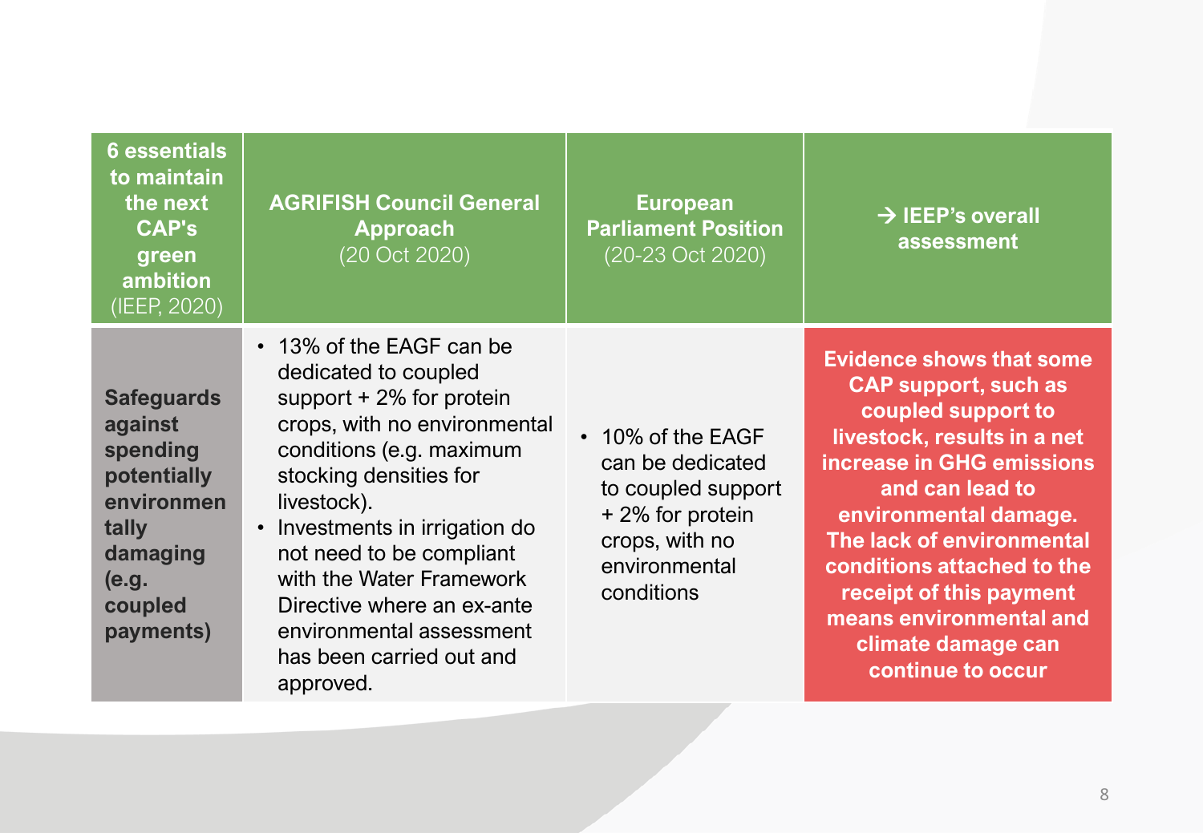| **6 essentials to maintain the next CAP's green ambition** (IEEP, 2020) | **AGRIFISH Council General Approach** (20 Oct 2020) | **European Parliament Position** (20-23 Oct 2020) | **→ IEEP's overall assessment** |
|---|---|---|---|
| **Safeguards against spending potentially environmentally damaging (e.g. coupled payments)** | • 13% of the EAGF can be dedicated to coupled support + 2% for protein crops, with no environmental conditions (e.g. maximum stocking densities for livestock).<br>• Investments in irrigation do not need to be compliant with the Water Framework Directive where an ex-ante environmental assessment has been carried out and approved. | • 10% of the EAGF can be dedicated to coupled support + 2% for protein crops, with no environmental conditions | **Evidence shows that some CAP support, such as coupled support to livestock, results in a net increase in GHG emissions and can lead to environmental damage. The lack of environmental conditions attached to the receipt of this payment means environmental and climate damage can continue to occur** |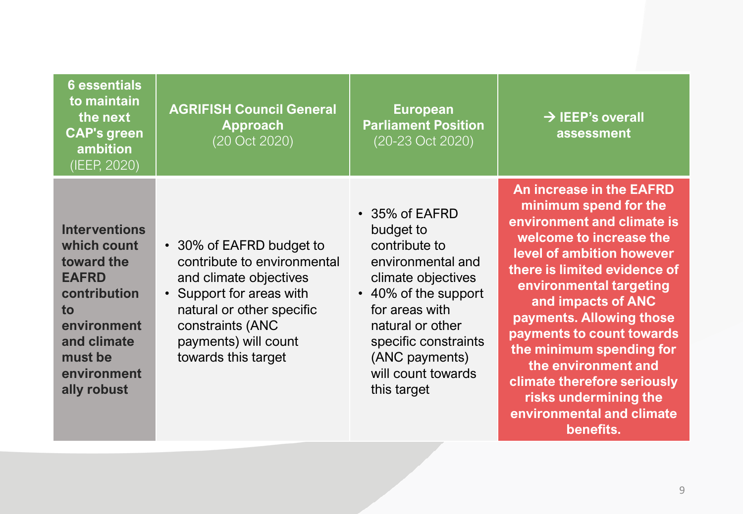| 6 essentials to maintain the next CAP's green ambition (IEEP, 2020) | AGRIFISH Council General Approach (20 Oct 2020) | European Parliament Position (20-23 Oct 2020) | → IEEP's overall assessment |
|---|---|---|---|
| **Interventions which count toward the EAFRD contribution to environment and climate must be environmentally robust** | • 30% of EAFRD budget to contribute to environmental and climate objectives<br>• Support for areas with natural or other specific constraints (ANC payments) will count towards this target | • 35% of EAFRD budget to contribute to environmental and climate objectives<br>• 40% of the support for areas with natural or other specific constraints (ANC payments) will count towards this target | **An increase in the EAFRD minimum spend for the environment and climate is welcome to increase the level of ambition however there is limited evidence of environmental targeting and impacts of ANC payments. Allowing those payments to count towards the minimum spending for the environment and climate therefore seriously risks undermining the environmental and climate benefits.** |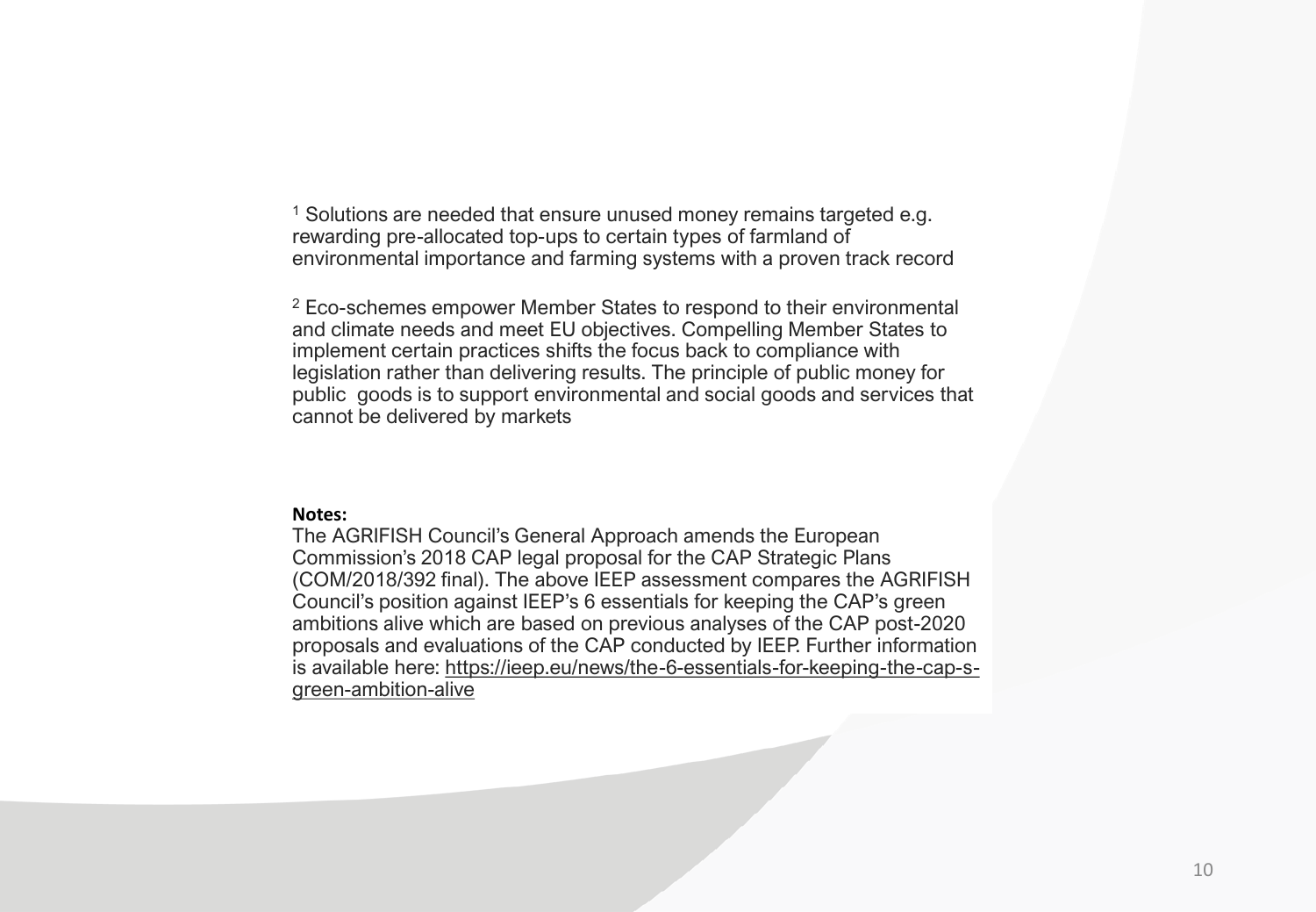[1] Solutions are needed that ensure unused money remains targeted e.g. rewarding pre-allocated top-ups to certain types of farmland of environmental importance and farming systems with a proven track record

[2] Eco-schemes empower Member States to respond to their environmental and climate needs and meet EU objectives. Compelling Member States to implement certain practices shifts the focus back to compliance with legislation rather than delivering results. The principle of public money for public goods is to support environmental and social goods and services that cannot be delivered by markets

**Notes:**

The AGRIFISH Council's General Approach amends the European Commission's 2018 CAP legal proposal for the CAP Strategic Plans (COM/2018/392 final). The above IEEP assessment compares the AGRIFISH Council's position against IEEP's 6 essentials for keeping the CAP's green ambitions alive which are based on previous analyses of the CAP post-2020 proposals and evaluations of the CAP conducted by IEEP. Further information is available here: https://ieep.eu/news/the-6-essentials-for-keeping-the-cap-s-green-ambition-alive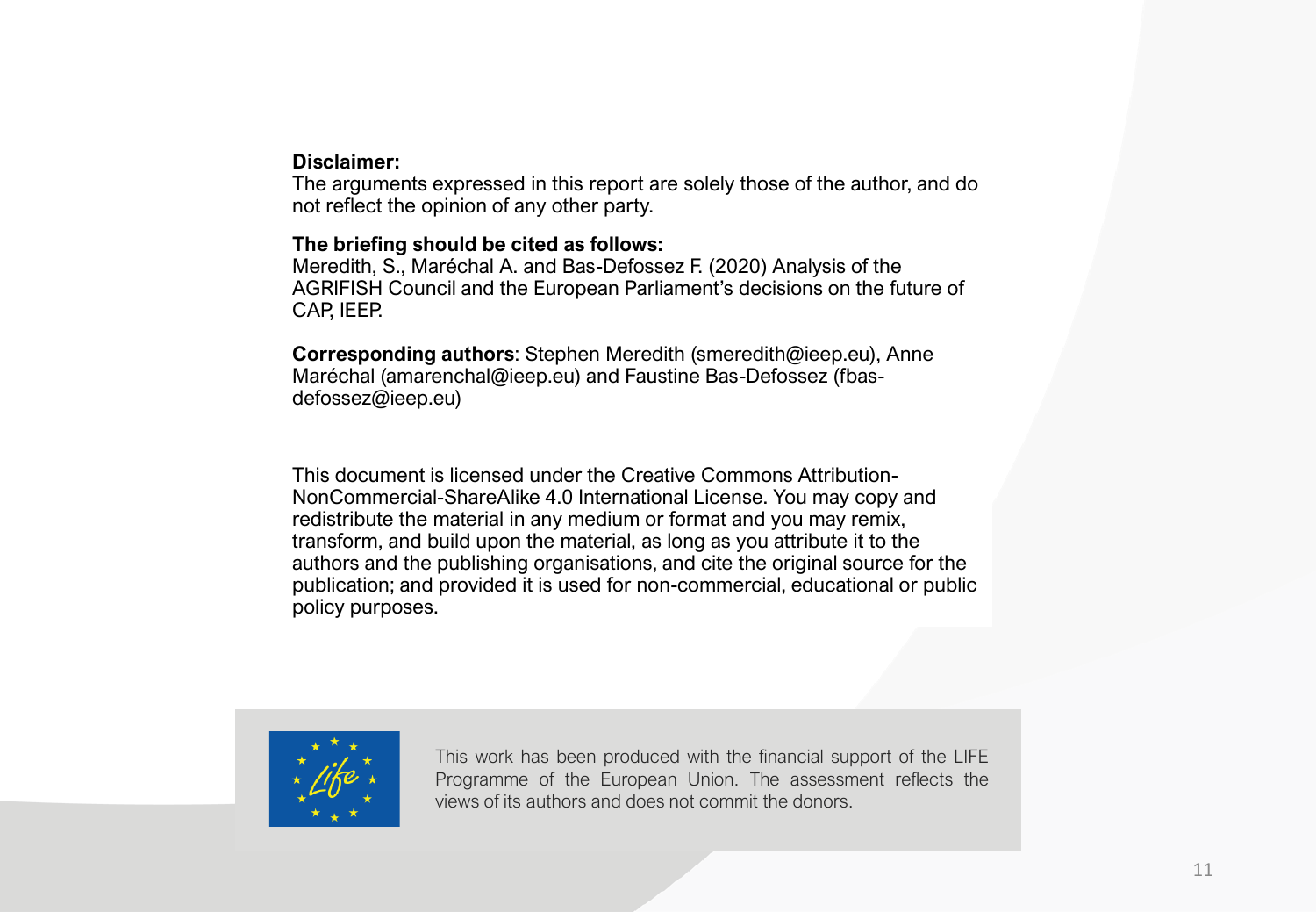**Disclaimer:**
The arguments expressed in this report are solely those of the author, and do not reflect the opinion of any other party.

**The briefing should be cited as follows:**
Meredith, S., Maréchal A. and Bas-Defossez F. (2020) Analysis of the AGRIFISH Council and the European Parliament's decisions on the future of CAP, IEEP.

**Corresponding authors**: Stephen Meredith (smeredith@ieep.eu), Anne Maréchal (amarenchal@ieep.eu) and Faustine Bas-Defossez (fbas-defossez@ieep.eu)

This document is licensed under the Creative Commons Attribution-NonCommercial-ShareAlike 4.0 International License. You may copy and redistribute the material in any medium or format and you may remix, transform, and build upon the material, as long as you attribute it to the authors and the publishing organisations, and cite the original source for the publication; and provided it is used for non-commercial, educational or public policy purposes.

This work has been produced with the financial support of the LIFE Programme of the European Union. The assessment reflects the views of its authors and does not commit the donors.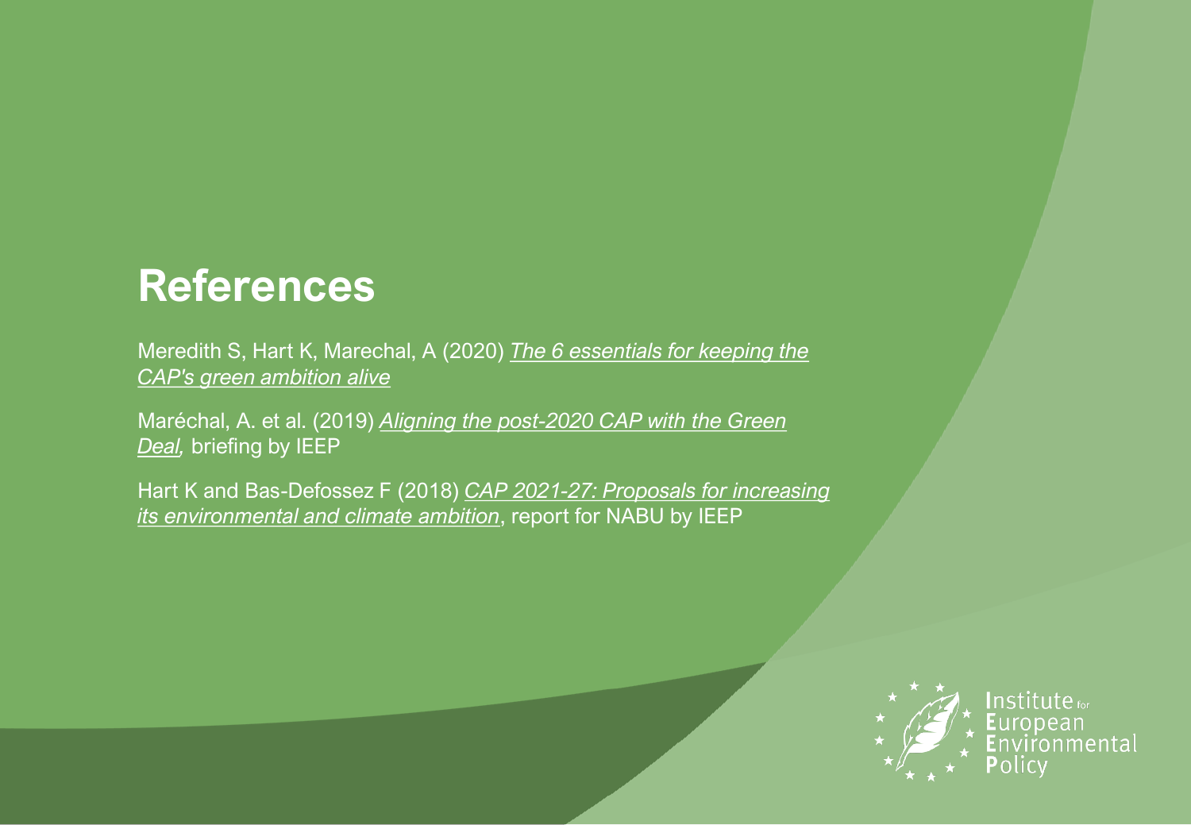# References

Meredith S, Hart K, Marechal, A (2020) *The 6 essentials for keeping the CAP's green ambition alive*

Maréchal, A. et al. (2019) *Aligning the post-2020 CAP with the Green Deal,* briefing by IEEP

Hart K and Bas-Defossez F (2018) *CAP 2021-27: Proposals for increasing its environmental and climate ambition*, report for NABU by IEEP

Institute for European Environmental Policy